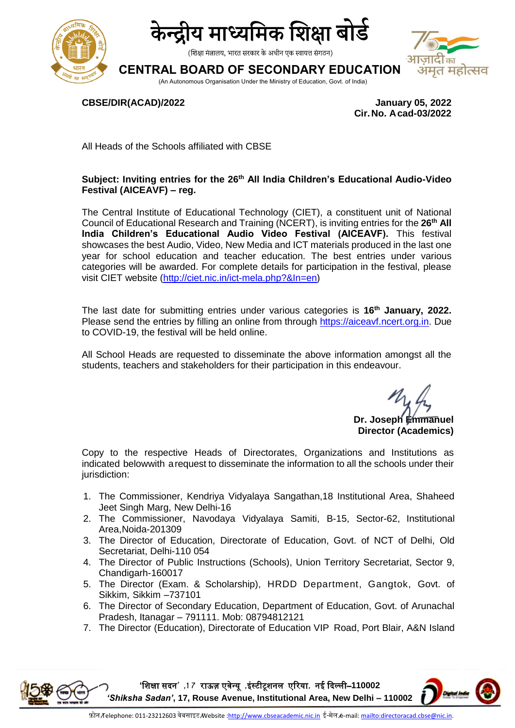# केन्द्रीय माध्यमिक शिक्षा बोर्ड

(शिक्षा मंत्रालय, भारत सरकार के अधीन एक स्वायत्त संगठन)

# CENTRAL BOARD OF SECONDARY EDUCATION

(An Autonomous Organisation Under the Ministry of Education, Govt. of India)

**CBSE/DIR(ACAD)/2022**

**January 05, 2022**
**Cir. No. Acad-03/2022**

All Heads of the Schools affiliated with CBSE

**Subject: Inviting entries for the 26th All India Children's Educational Audio-Video Festival (AICEAVF) – reg.**

The Central Institute of Educational Technology (CIET), a constituent unit of National Council of Educational Research and Training (NCERT), is inviting entries for the **26th All India Children's Educational Audio Video Festival (AICEAVF).** This festival showcases the best Audio, Video, New Media and ICT materials produced in the last one year for school education and teacher education. The best entries under various categories will be awarded. For complete details for participation in the festival, please visit CIET website (http://ciet.nic.in/ict-mela.php?&In=en)

The last date for submitting entries under various categories is **16th January, 2022.** Please send the entries by filling an online from through https://aiceavf.ncert.org.in. Due to COVID-19, the festival will be held online.

All School Heads are requested to disseminate the above information amongst all the students, teachers and stakeholders for their participation in this endeavour.

**Dr. Joseph Emmanuel**
**Director (Academics)**

Copy to the respective Heads of Directorates, Organizations and Institutions as indicated belowwith a request to disseminate the information to all the schools under their jurisdiction:

1. The Commissioner, Kendriya Vidyalaya Sangathan,18 Institutional Area, Shaheed Jeet Singh Marg, New Delhi-16
2. The Commissioner, Navodaya Vidyalaya Samiti, B-15, Sector-62, Institutional Area,Noida-201309
3. The Director of Education, Directorate of Education, Govt. of NCT of Delhi, Old Secretariat, Delhi-110 054
4. The Director of Public Instructions (Schools), Union Territory Secretariat, Sector 9, Chandigarh-160017
5. The Director (Exam. & Scholarship), HRDD Department, Gangtok, Govt. of Sikkim, Sikkim –737101
6. The Director of Secondary Education, Department of Education, Govt. of Arunachal Pradesh, Itanagar – 791111. Mob: 08794812121
7. The Director (Education), Directorate of Education VIP Road, Port Blair, A&N Island

'शिक्षा सदन' ,17 राऊज़ एवेन्यू ,इंस्टीटूशनल एरिया, नई दिल्ली–110002
*'Shiksha Sadan'*, 17, Rouse Avenue, Institutional Area, New Delhi – 110002

फ़ोन/Telephone: 011-23212603 वेबसाइट/Website :http://www.cbseacademic.nic.in ई-मेल/e-mail: mailto:directoracad.cbse@nic.in.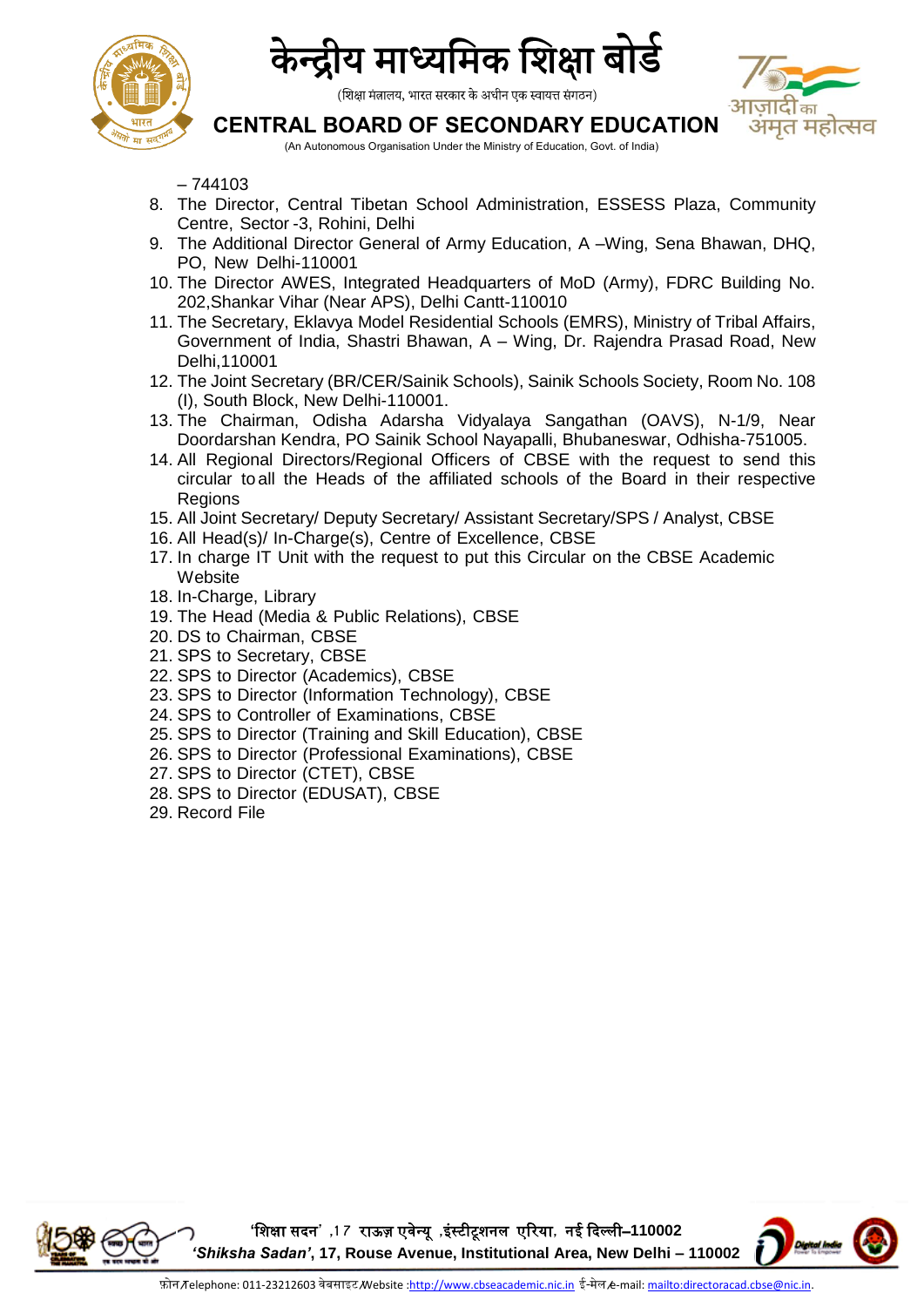– 744103

8. The Director, Central Tibetan School Administration, ESSESS Plaza, Community Centre, Sector -3, Rohini, Delhi
9. The Additional Director General of Army Education, A –Wing, Sena Bhawan, DHQ, PO, New Delhi-110001
10. The Director AWES, Integrated Headquarters of MoD (Army), FDRC Building No. 202,Shankar Vihar (Near APS), Delhi Cantt-110010
11. The Secretary, Eklavya Model Residential Schools (EMRS), Ministry of Tribal Affairs, Government of India, Shastri Bhawan, A – Wing, Dr. Rajendra Prasad Road, New Delhi,110001
12. The Joint Secretary (BR/CER/Sainik Schools), Sainik Schools Society, Room No. 108 (I), South Block, New Delhi-110001.
13. The Chairman, Odisha Adarsha Vidyalaya Sangathan (OAVS), N-1/9, Near Doordarshan Kendra, PO Sainik School Nayapalli, Bhubaneswar, Odhisha-751005.
14. All Regional Directors/Regional Officers of CBSE with the request to send this circular to all the Heads of the affiliated schools of the Board in their respective Regions
15. All Joint Secretary/ Deputy Secretary/ Assistant Secretary/SPS / Analyst, CBSE
16. All Head(s)/ In-Charge(s), Centre of Excellence, CBSE
17. In charge IT Unit with the request to put this Circular on the CBSE Academic Website
18. In-Charge, Library
19. The Head (Media & Public Relations), CBSE
20. DS to Chairman, CBSE
21. SPS to Secretary, CBSE
22. SPS to Director (Academics), CBSE
23. SPS to Director (Information Technology), CBSE
24. SPS to Controller of Examinations, CBSE
25. SPS to Director (Training and Skill Education), CBSE
26. SPS to Director (Professional Examinations), CBSE
27. SPS to Director (CTET), CBSE
28. SPS to Director (EDUSAT), CBSE
29. Record File